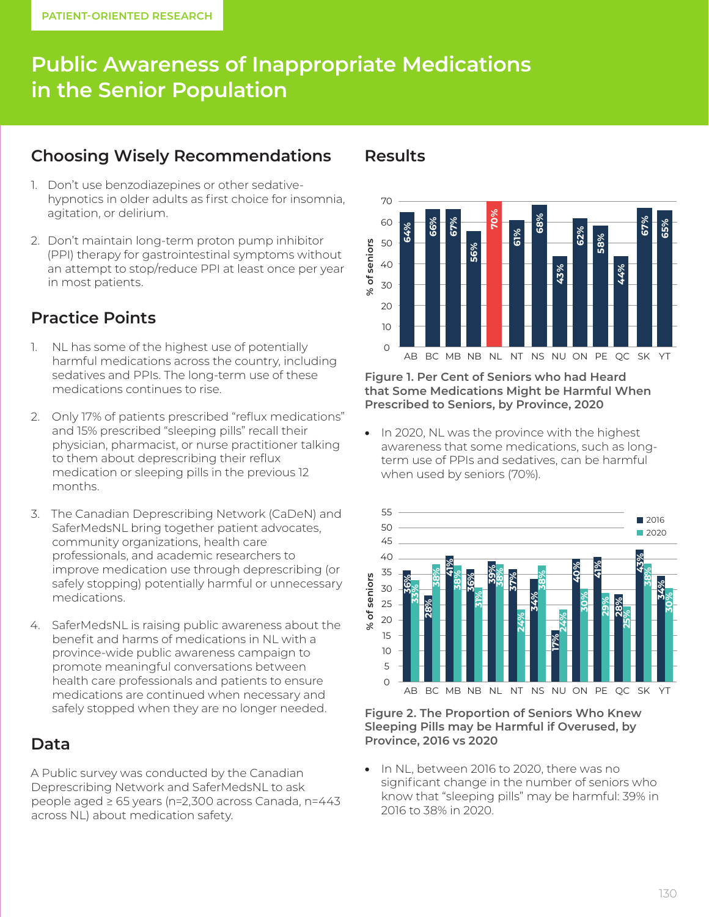PATIENT-ORIENTED RESEARCH

# Public Awareness of Inappropriate Medications in the Senior Population

## Choosing Wisely Recommendations

1. Don't use benzodiazepines or other sedative-hypnotics in older adults as first choice for insomnia, agitation, or delirium.
2. Don't maintain long-term proton pump inhibitor (PPI) therapy for gastrointestinal symptoms without an attempt to stop/reduce PPI at least once per year in most patients.

## Practice Points

1. NL has some of the highest use of potentially harmful medications across the country, including sedatives and PPIs. The long-term use of these medications continues to rise.
2. Only 17% of patients prescribed "reflux medications" and 15% prescribed "sleeping pills" recall their physician, pharmacist, or nurse practitioner talking to them about deprescribing their reflux medication or sleeping pills in the previous 12 months.
3. The Canadian Deprescribing Network (CaDeN) and SaferMedsNL bring together patient advocates, community organizations, health care professionals, and academic researchers to improve medication use through deprescribing (or safely stopping) potentially harmful or unnecessary medications.
4. SaferMedsNL is raising public awareness about the benefit and harms of medications in NL with a province-wide public awareness campaign to promote meaningful conversations between health care professionals and patients to ensure medications are continued when necessary and safely stopped when they are no longer needed.

## Data

A Public survey was conducted by the Canadian Deprescribing Network and SaferMedsNL to ask people aged ≥ 65 years (n=2,300 across Canada, n=443 across NL) about medication safety.

## Results

| Province | % of seniors |
|---|---|
| AB | 64% |
| BC | 66% |
| MB | 67% |
| NB | 56% |
| NL | 70% |
| NT | 61% |
| NS | 68% |
| NU | 43% |
| ON | 62% |
| PE | 58% |
| QC | 44% |
| SK | 67% |
| YT | 65% |

**Figure 1. Per Cent of Seniors who had Heard that Some Medications Might be Harmful When Prescribed to Seniors, by Province, 2020**

- In 2020, NL was the province with the highest awareness that some medications, such as long-term use of PPIs and sedatives, can be harmful when used by seniors (70%).

| Province | 2016 | 2020 |
|---|---|---|
| AB | 36% | 33% |
| BC | 28% | 38% |
| MB | 41% | 38% |
| NB | 36% | 31% |
| NL | 39% | 38% |
| NT | 37% | 24% |
| NS | 34% | 38% |
| NU | 17% | 24% |
| ON | 40% | 30% |
| PE | 41% | 29% |
| QC | 28% | 25% |
| SK | 43% | 38% |
| YT | 34% | 30% |

**Figure 2. The Proportion of Seniors Who Knew Sleeping Pills may be Harmful if Overused, by Province, 2016 vs 2020**

- In NL, between 2016 to 2020, there was no significant change in the number of seniors who know that "sleeping pills" may be harmful: 39% in 2016 to 38% in 2020.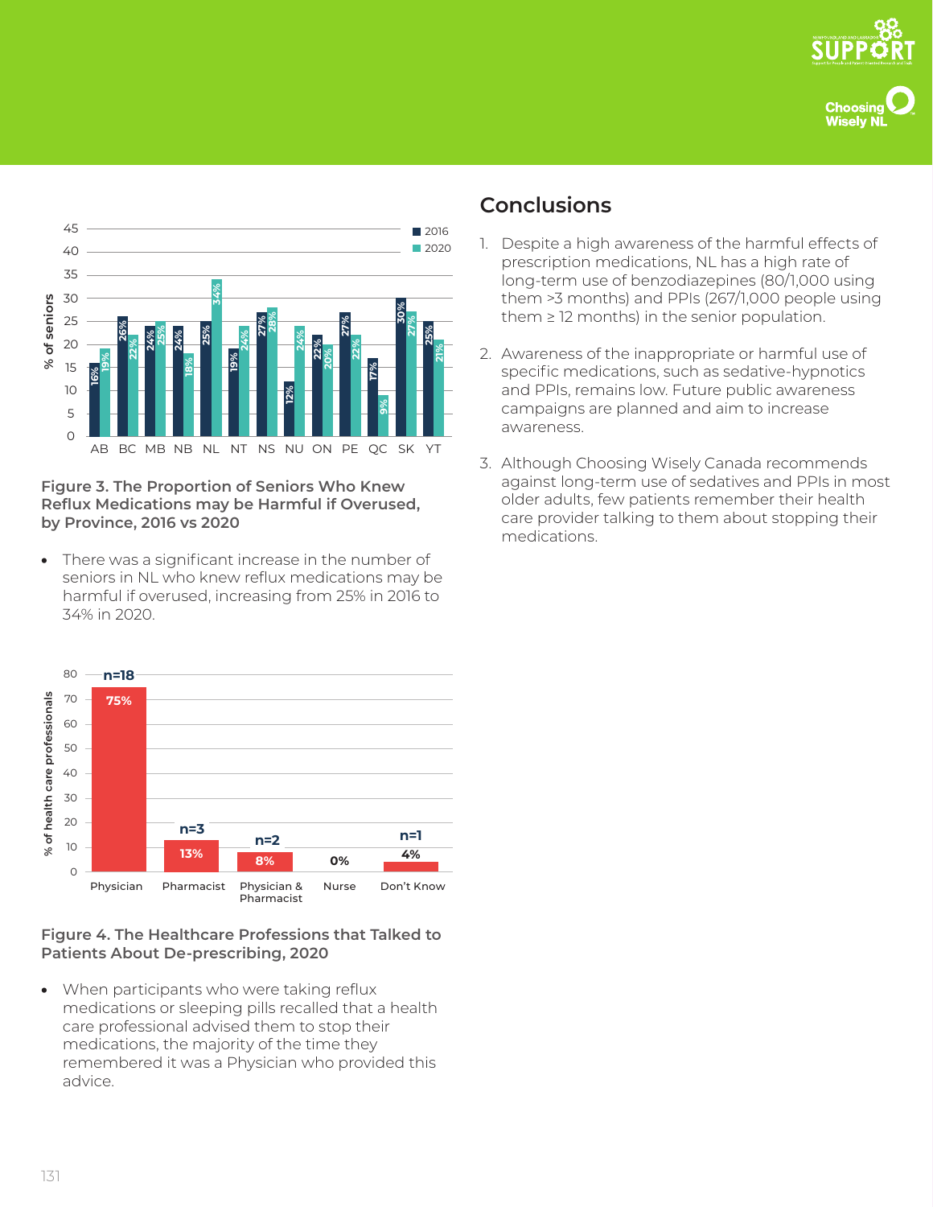45
40
35
30
25
20
15
10
5
0

% of seniors

2016
2020

16% 19% 26% 22% 24% 25% 24% 18% 25% 34% 19% 24% 27% 28% 12% 24% 22% 20% 27% 22% 17% 9% 30% 27% 25% 21%

AB BC MB NB NL NT NS NU ON PE QC SK YT

**Figure 3. The Proportion of Seniors Who Knew Reflux Medications may be Harmful if Overused, by Province, 2016 vs 2020**

- There was a significant increase in the number of seniors in NL who knew reflux medications may be harmful if overused, increasing from 25% in 2016 to 34% in 2020.

80
70
60
50
40
30
20
10
0

% of health care professionals

n=18 75%
n=3 13%
n=2 8%
0%
n=1 4%

Physician
Pharmacist
Physician & Pharmacist
Nurse
Don't Know

**Figure 4. The Healthcare Professions that Talked to Patients About De-prescribing, 2020**

- When participants who were taking reflux medications or sleeping pills recalled that a health care professional advised them to stop their medications, the majority of the time they remembered it was a Physician who provided this advice.

## Conclusions

1. Despite a high awareness of the harmful effects of prescription medications, NL has a high rate of long-term use of benzodiazepines (80/1,000 using them >3 months) and PPIs (267/1,000 people using them ≥ 12 months) in the senior population.
2. Awareness of the inappropriate or harmful use of specific medications, such as sedative-hypnotics and PPIs, remains low. Future public awareness campaigns are planned and aim to increase awareness.
3. Although Choosing Wisely Canada recommends against long-term use of sedatives and PPIs in most older adults, few patients remember their health care provider talking to them about stopping their medications.